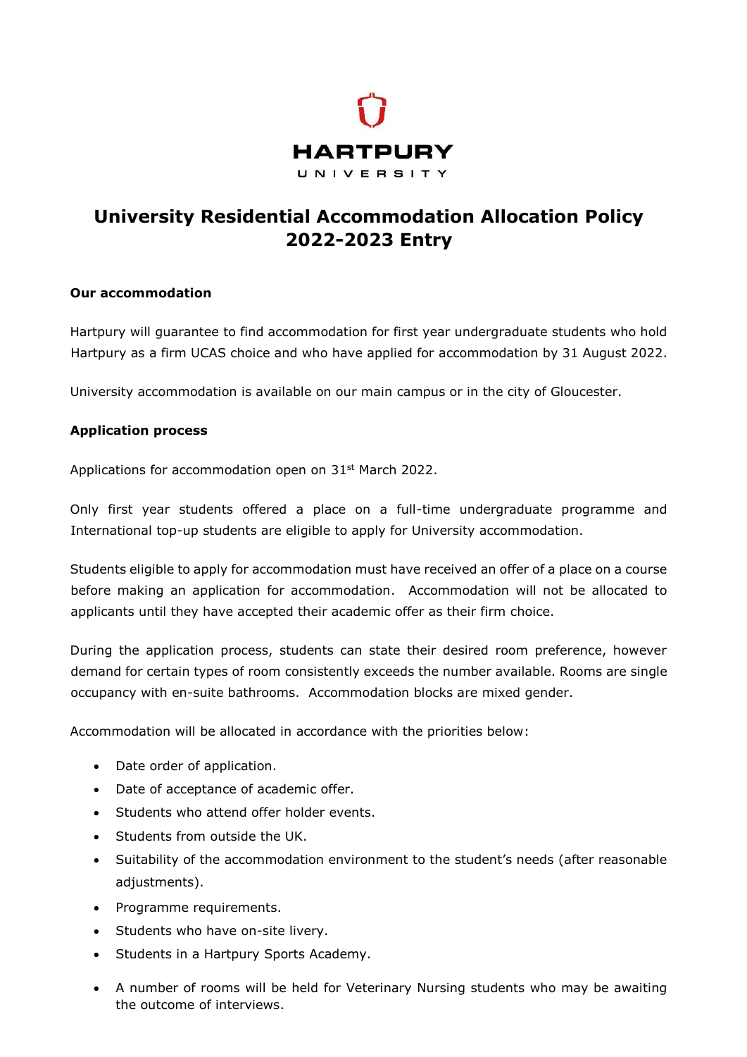HARTPURY
UNIVERSITY

# University Residential Accommodation Allocation Policy 2022-2023 Entry

**Our accommodation**

Hartpury will guarantee to find accommodation for first year undergraduate students who hold Hartpury as a firm UCAS choice and who have applied for accommodation by 31 August 2022.

University accommodation is available on our main campus or in the city of Gloucester.

**Application process**

Applications for accommodation open on 31st March 2022.

Only first year students offered a place on a full-time undergraduate programme and International top-up students are eligible to apply for University accommodation.

Students eligible to apply for accommodation must have received an offer of a place on a course before making an application for accommodation. Accommodation will not be allocated to applicants until they have accepted their academic offer as their firm choice.

During the application process, students can state their desired room preference, however demand for certain types of room consistently exceeds the number available. Rooms are single occupancy with en-suite bathrooms. Accommodation blocks are mixed gender.

Accommodation will be allocated in accordance with the priorities below:

- Date order of application.
- Date of acceptance of academic offer.
- Students who attend offer holder events.
- Students from outside the UK.
- Suitability of the accommodation environment to the student's needs (after reasonable adjustments).
- Programme requirements.
- Students who have on-site livery.
- Students in a Hartpury Sports Academy.
- A number of rooms will be held for Veterinary Nursing students who may be awaiting the outcome of interviews.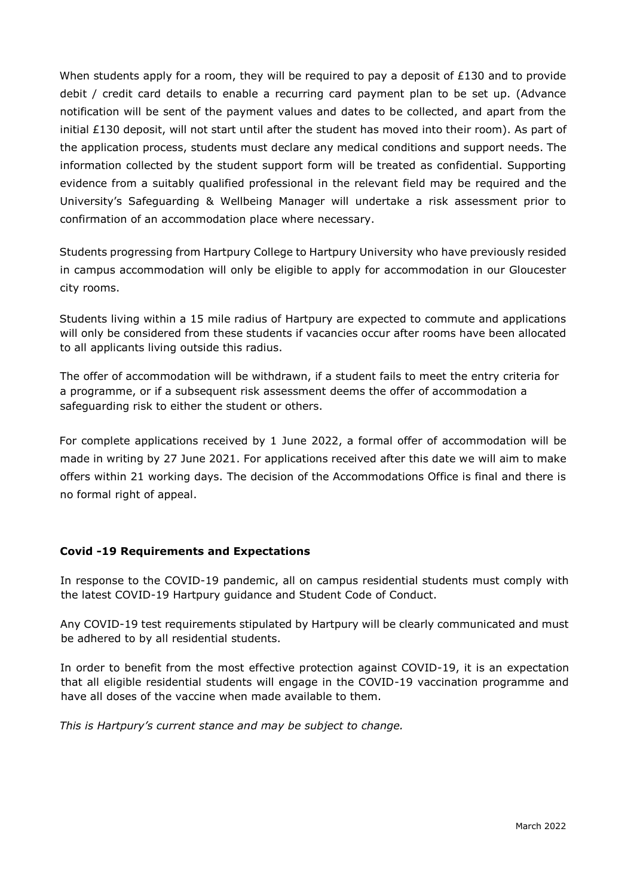When students apply for a room, they will be required to pay a deposit of £130 and to provide debit / credit card details to enable a recurring card payment plan to be set up. (Advance notification will be sent of the payment values and dates to be collected, and apart from the initial £130 deposit, will not start until after the student has moved into their room). As part of the application process, students must declare any medical conditions and support needs. The information collected by the student support form will be treated as confidential. Supporting evidence from a suitably qualified professional in the relevant field may be required and the University's Safeguarding & Wellbeing Manager will undertake a risk assessment prior to confirmation of an accommodation place where necessary.

Students progressing from Hartpury College to Hartpury University who have previously resided in campus accommodation will only be eligible to apply for accommodation in our Gloucester city rooms.

Students living within a 15 mile radius of Hartpury are expected to commute and applications will only be considered from these students if vacancies occur after rooms have been allocated to all applicants living outside this radius.

The offer of accommodation will be withdrawn, if a student fails to meet the entry criteria for a programme, or if a subsequent risk assessment deems the offer of accommodation a safeguarding risk to either the student or others.

For complete applications received by 1 June 2022, a formal offer of accommodation will be made in writing by 27 June 2021. For applications received after this date we will aim to make offers within 21 working days. The decision of the Accommodations Office is final and there is no formal right of appeal.

**Covid -19 Requirements and Expectations**

In response to the COVID-19 pandemic, all on campus residential students must comply with the latest COVID-19 Hartpury guidance and Student Code of Conduct.

Any COVID-19 test requirements stipulated by Hartpury will be clearly communicated and must be adhered to by all residential students.

In order to benefit from the most effective protection against COVID-19, it is an expectation that all eligible residential students will engage in the COVID-19 vaccination programme and have all doses of the vaccine when made available to them.

*This is Hartpury's current stance and may be subject to change.*

March 2022